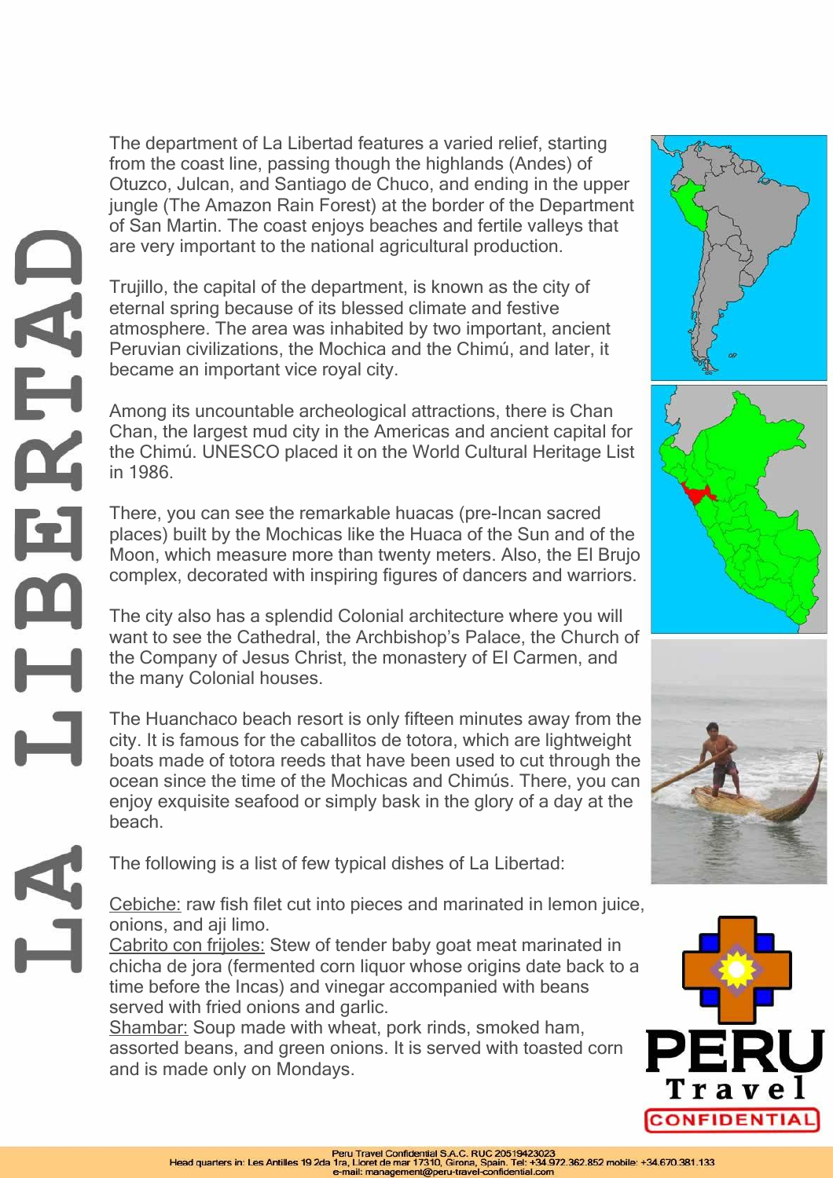# LA LIBERTAD

The department of La Libertad features a varied relief, starting from the coast line, passing though the highlands (Andes) of Otuzco, Julcan, and Santiago de Chuco, and ending in the upper jungle (The Amazon Rain Forest) at the border of the Department of San Martin. The coast enjoys beaches and fertile valleys that are very important to the national agricultural production.

Trujillo, the capital of the department, is known as the city of eternal spring because of its blessed climate and festive atmosphere. The area was inhabited by two important, ancient Peruvian civilizations, the Mochica and the Chimú, and later, it became an important vice royal city.

Among its uncountable archeological attractions, there is Chan Chan, the largest mud city in the Americas and ancient capital for the Chimú. UNESCO placed it on the World Cultural Heritage List in 1986.

There, you can see the remarkable huacas (pre-Incan sacred places) built by the Mochicas like the Huaca of the Sun and of the Moon, which measure more than twenty meters. Also, the El Brujo complex, decorated with inspiring figures of dancers and warriors.

The city also has a splendid Colonial architecture where you will want to see the Cathedral, the Archbishop's Palace, the Church of the Company of Jesus Christ, the monastery of El Carmen, and the many Colonial houses.

The Huanchaco beach resort is only fifteen minutes away from the city. It is famous for the caballitos de totora, which are lightweight boats made of totora reeds that have been used to cut through the ocean since the time of the Mochicas and Chimús. There, you can enjoy exquisite seafood or simply bask in the glory of a day at the beach.

The following is a list of few typical dishes of La Libertad:

Cebiche: raw fish filet cut into pieces and marinated in lemon juice, onions, and aji limo.
Cabrito con frijoles: Stew of tender baby goat meat marinated in chicha de jora (fermented corn liquor whose origins date back to a time before the Incas) and vinegar accompanied with beans served with fried onions and garlic.
Shambar: Soup made with wheat, pork rinds, smoked ham, assorted beans, and green onions. It is served with toasted corn and is made only on Mondays.

PERU Travel CONFIDENTIAL

Peru Travel Confidential S.A.C. RUC 20519423023
Head quarters in: Les Antilles 19 2da 1ra, Lloret de mar 17310, Girona, Spain. Tel: +34.972.362.852 mobile: +34.670.381.133
e-mail: management@peru-travel-confidential.com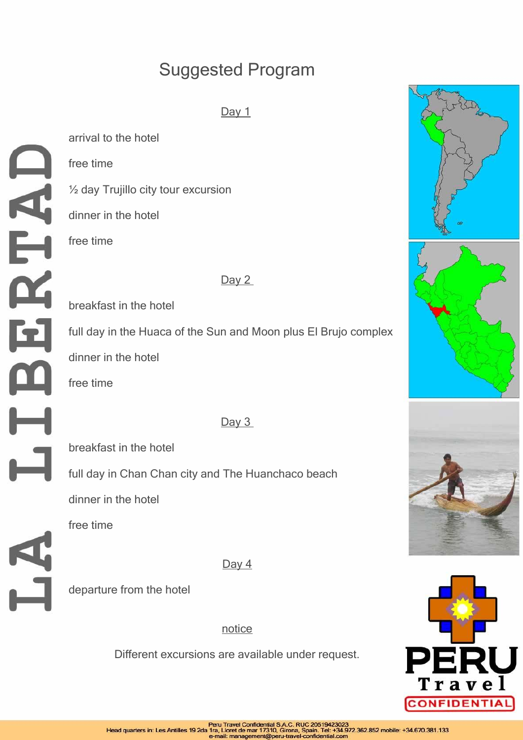# LA LIBERTAD

## Suggested Program

### Day 1

arrival to the hotel

free time

½ day Trujillo city tour excursion

dinner in the hotel

free time

### Day 2

breakfast in the hotel

full day in the Huaca of the Sun and Moon plus El Brujo complex

dinner in the hotel

free time

### Day 3

breakfast in the hotel

full day in Chan Chan city and The Huanchaco beach

dinner in the hotel

free time

### Day 4

departure from the hotel

### notice

Different excursions are available under request.

PERU Travel CONFIDENTIAL

Peru Travel Confidential S.A.C. RUC 20519423023
Head quarters in: Les Antilles 19 2da 1ra, Lloret de mar 17310, Girona, Spain. Tel: +34.972.362.852 mobile: +34.670.381.133
e-mail: management@peru-travel-confidential.com